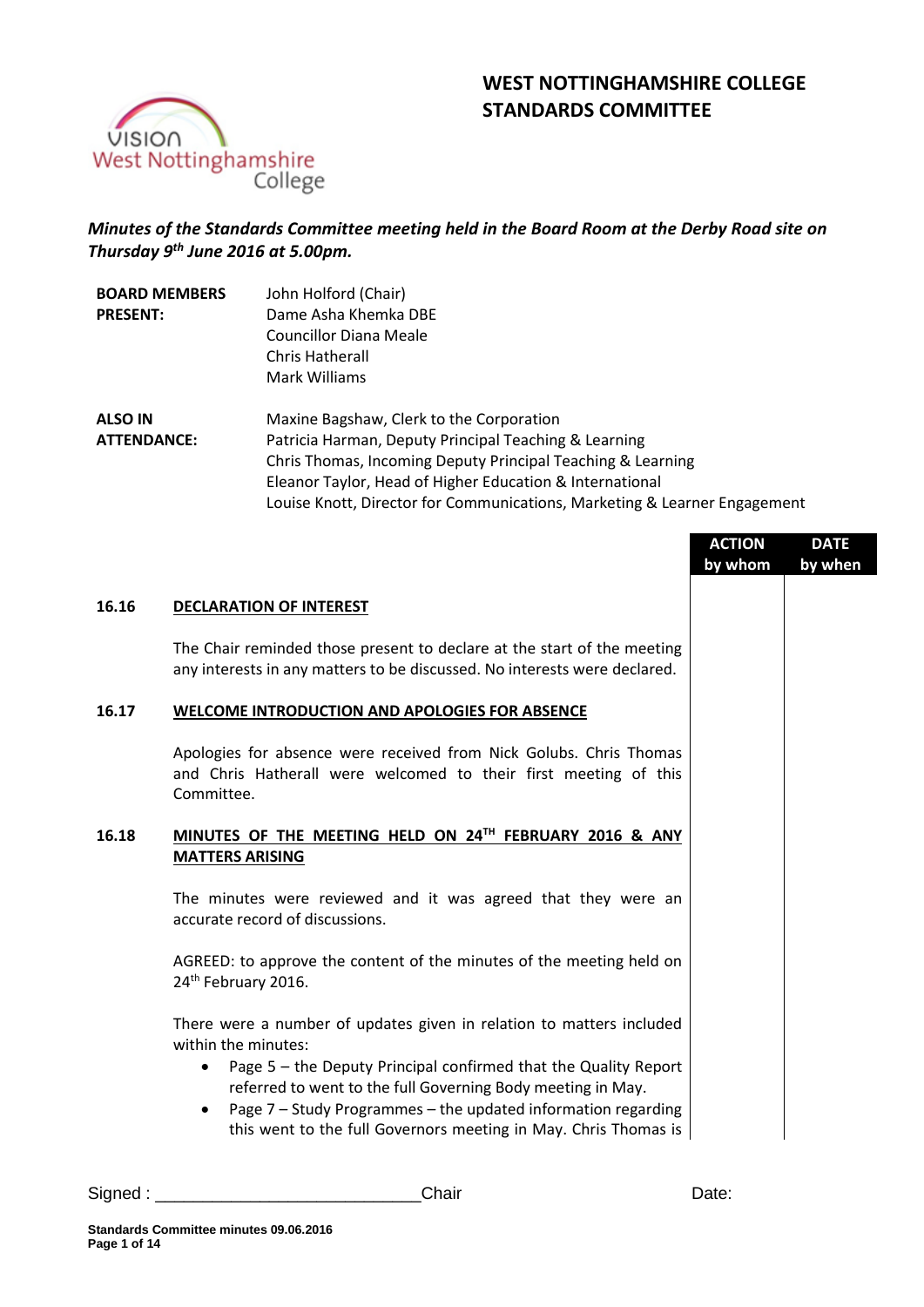# WEST NOTTINGHAMSHIRE COLLEGE
# STANDARDS COMMITTEE

***Minutes of the Standards Committee meeting held in the Board Room at the Derby Road site on Thursday 9th June 2016 at 5.00pm.***

| | |
|---|---|
| **BOARD MEMBERS PRESENT:** | John Holford (Chair)<br>Dame Asha Khemka DBE<br>Councillor Diana Meale<br>Chris Hatherall<br>Mark Williams |
| **ALSO IN ATTENDANCE:** | Maxine Bagshaw, Clerk to the Corporation<br>Patricia Harman, Deputy Principal Teaching & Learning<br>Chris Thomas, Incoming Deputy Principal Teaching & Learning<br>Eleanor Taylor, Head of Higher Education & International<br>Louise Knott, Director for Communications, Marketing & Learner Engagement |

| | | ACTION by whom | DATE by when |
|---|---|---|---|
| **16.16** | **DECLARATION OF INTEREST** | | |
| | The Chair reminded those present to declare at the start of the meeting any interests in any matters to be discussed. No interests were declared. | | |
| **16.17** | **WELCOME INTRODUCTION AND APOLOGIES FOR ABSENCE** | | |
| | Apologies for absence were received from Nick Golubs. Chris Thomas and Chris Hatherall were welcomed to their first meeting of this Committee. | | |
| **16.18** | **MINUTES OF THE MEETING HELD ON 24TH FEBRUARY 2016 & ANY MATTERS ARISING** | | |
| | The minutes were reviewed and it was agreed that they were an accurate record of discussions. | | |
| | AGREED: to approve the content of the minutes of the meeting held on 24th February 2016. | | |
| | There were a number of updates given in relation to matters included within the minutes:<br>• Page 5 – the Deputy Principal confirmed that the Quality Report referred to went to the full Governing Body meeting in May.<br>• Page 7 – Study Programmes – the updated information regarding this went to the full Governors meeting in May. Chris Thomas is | | |

Signed : \_\_\_\_\_\_\_\_\_\_\_\_\_\_\_\_\_\_\_\_\_\_\_\_\_\_\_\_Chair Date: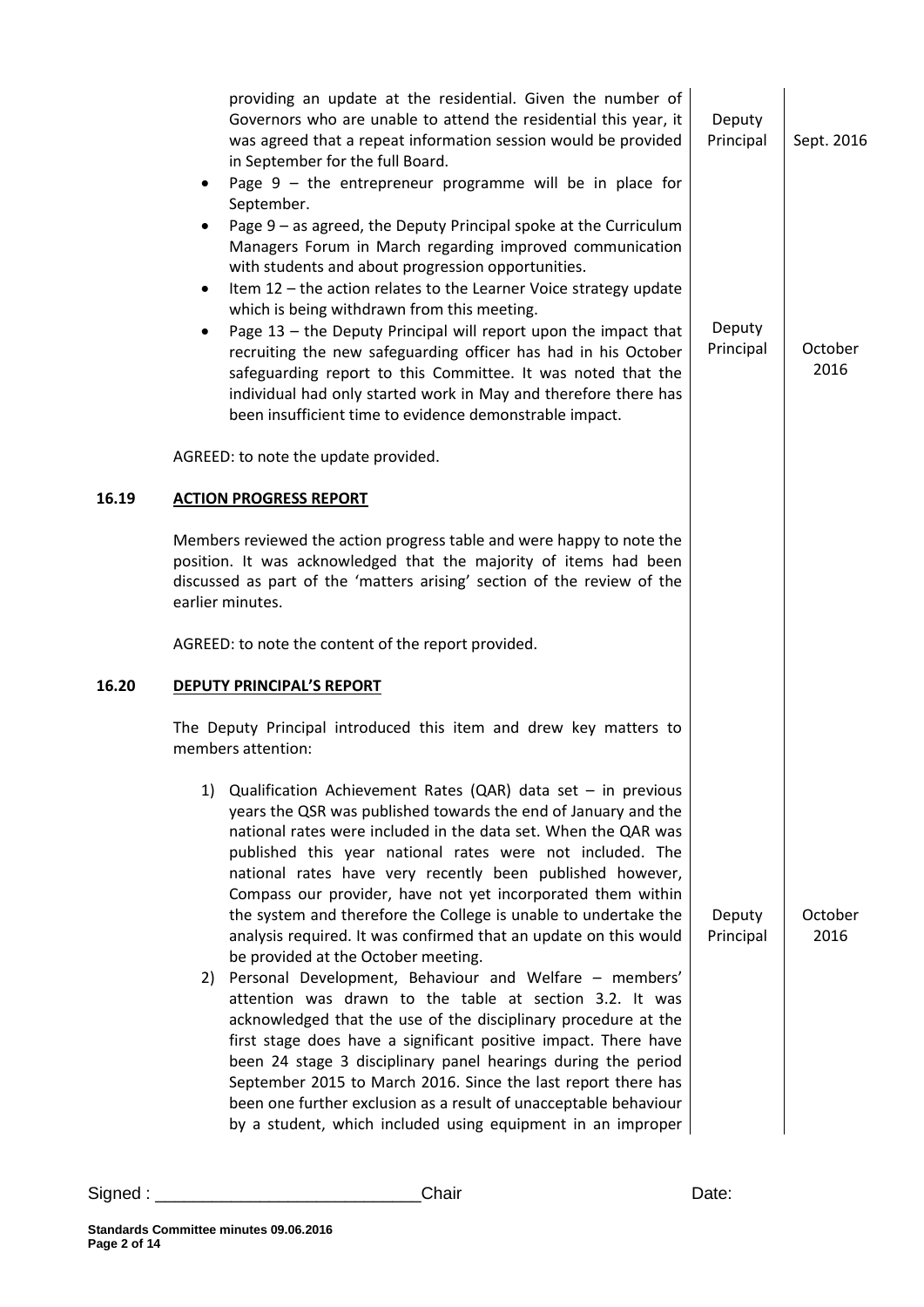providing an update at the residential. Given the number of Governors who are unable to attend the residential this year, it was agreed that a repeat information session would be provided in September for the full Board. — Deputy Principal — Sept. 2016

- Page 9 – the entrepreneur programme will be in place for September.
- Page 9 – as agreed, the Deputy Principal spoke at the Curriculum Managers Forum in March regarding improved communication with students and about progression opportunities.
- Item 12 – the action relates to the Learner Voice strategy update which is being withdrawn from this meeting.
- Page 13 – the Deputy Principal will report upon the impact that recruiting the new safeguarding officer has had in his October safeguarding report to this Committee. It was noted that the individual had only started work in May and therefore there has been insufficient time to evidence demonstrable impact. — Deputy Principal — October 2016

AGREED: to note the update provided.

## 16.19 ACTION PROGRESS REPORT

Members reviewed the action progress table and were happy to note the position. It was acknowledged that the majority of items had been discussed as part of the 'matters arising' section of the review of the earlier minutes.

AGREED: to note the content of the report provided.

## 16.20 DEPUTY PRINCIPAL'S REPORT

The Deputy Principal introduced this item and drew key matters to members attention:

1) Qualification Achievement Rates (QAR) data set – in previous years the QSR was published towards the end of January and the national rates were included in the data set. When the QAR was published this year national rates were not included. The national rates have very recently been published however, Compass our provider, have not yet incorporated them within the system and therefore the College is unable to undertake the analysis required. It was confirmed that an update on this would be provided at the October meeting. — Deputy Principal — October 2016
2) Personal Development, Behaviour and Welfare – members' attention was drawn to the table at section 3.2. It was acknowledged that the use of the disciplinary procedure at the first stage does have a significant positive impact. There have been 24 stage 3 disciplinary panel hearings during the period September 2015 to March 2016. Since the last report there has been one further exclusion as a result of unacceptable behaviour by a student, which included using equipment in an improper

Signed : ___________________________Chair Date: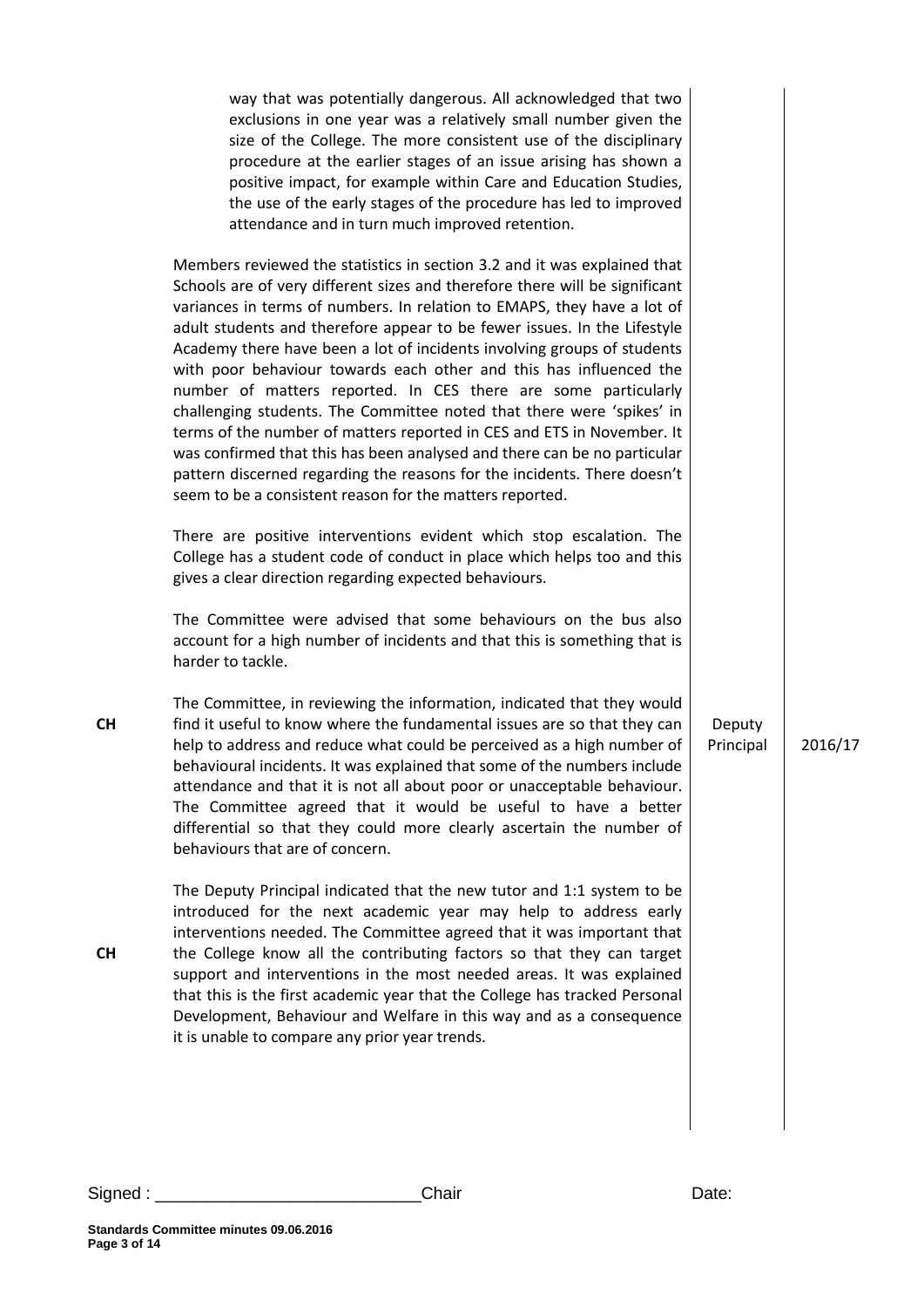way that was potentially dangerous. All acknowledged that two exclusions in one year was a relatively small number given the size of the College. The more consistent use of the disciplinary procedure at the earlier stages of an issue arising has shown a positive impact, for example within Care and Education Studies, the use of the early stages of the procedure has led to improved attendance and in turn much improved retention.

Members reviewed the statistics in section 3.2 and it was explained that Schools are of very different sizes and therefore there will be significant variances in terms of numbers. In relation to EMAPS, they have a lot of adult students and therefore appear to be fewer issues. In the Lifestyle Academy there have been a lot of incidents involving groups of students with poor behaviour towards each other and this has influenced the number of matters reported. In CES there are some particularly challenging students. The Committee noted that there were 'spikes' in terms of the number of matters reported in CES and ETS in November. It was confirmed that this has been analysed and there can be no particular pattern discerned regarding the reasons for the incidents. There doesn't seem to be a consistent reason for the matters reported.

There are positive interventions evident which stop escalation. The College has a student code of conduct in place which helps too and this gives a clear direction regarding expected behaviours.

The Committee were advised that some behaviours on the bus also account for a high number of incidents and that this is something that is harder to tackle.

| | | | |
|---|---|---|---|
| **CH** | The Committee, in reviewing the information, indicated that they would find it useful to know where the fundamental issues are so that they can help to address and reduce what could be perceived as a high number of behavioural incidents. It was explained that some of the numbers include attendance and that it is not all about poor or unacceptable behaviour. The Committee agreed that it would be useful to have a better differential so that they could more clearly ascertain the number of behaviours that are of concern. | Deputy Principal | 2016/17 |
| **CH** | The Deputy Principal indicated that the new tutor and 1:1 system to be introduced for the next academic year may help to address early interventions needed. The Committee agreed that it was important that the College know all the contributing factors so that they can target support and interventions in the most needed areas. It was explained that this is the first academic year that the College has tracked Personal Development, Behaviour and Welfare in this way and as a consequence it is unable to compare any prior year trends. | | |

Signed : ___________________________Chair Date: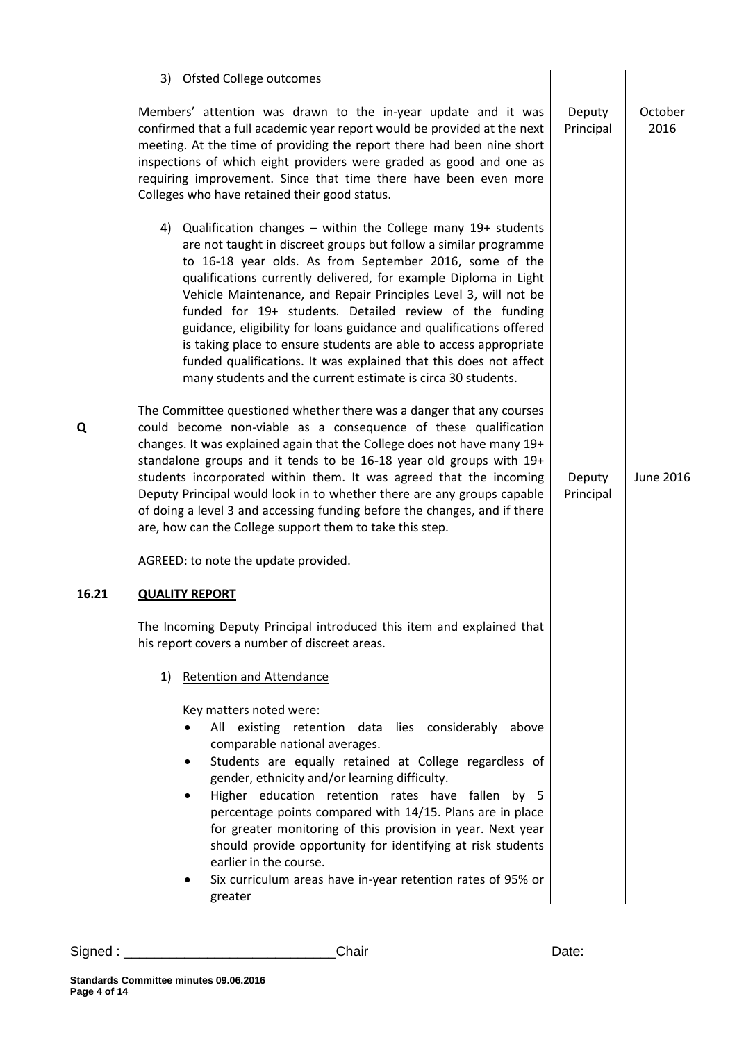3) Ofsted College outcomes

Members' attention was drawn to the in-year update and it was confirmed that a full academic year report would be provided at the next meeting. At the time of providing the report there had been nine short inspections of which eight providers were graded as good and one as requiring improvement. Since that time there have been even more Colleges who have retained their good status. — **Deputy Principal** — **October 2016**

4) Qualification changes – within the College many 19+ students are not taught in discreet groups but follow a similar programme to 16-18 year olds. As from September 2016, some of the qualifications currently delivered, for example Diploma in Light Vehicle Maintenance, and Repair Principles Level 3, will not be funded for 19+ students. Detailed review of the funding guidance, eligibility for loans guidance and qualifications offered is taking place to ensure students are able to access appropriate funded qualifications. It was explained that this does not affect many students and the current estimate is circa 30 students.

**Q** The Committee questioned whether there was a danger that any courses could become non-viable as a consequence of these qualification changes. It was explained again that the College does not have many 19+ standalone groups and it tends to be 16-18 year old groups with 19+ students incorporated within them. It was agreed that the incoming Deputy Principal would look in to whether there are any groups capable of doing a level 3 and accessing funding before the changes, and if there are, how can the College support them to take this step. — **Deputy Principal** — **June 2016**

AGREED: to note the update provided.

## 16.21 QUALITY REPORT

The Incoming Deputy Principal introduced this item and explained that his report covers a number of discreet areas.

1) Retention and Attendance

Key matters noted were:

- All existing retention data lies considerably above comparable national averages.
- Students are equally retained at College regardless of gender, ethnicity and/or learning difficulty.
- Higher education retention rates have fallen by 5 percentage points compared with 14/15. Plans are in place for greater monitoring of this provision in year. Next year should provide opportunity for identifying at risk students earlier in the course.
- Six curriculum areas have in-year retention rates of 95% or greater

Signed : ____________________________ Chair Date:

Standards Committee minutes 09.06.2016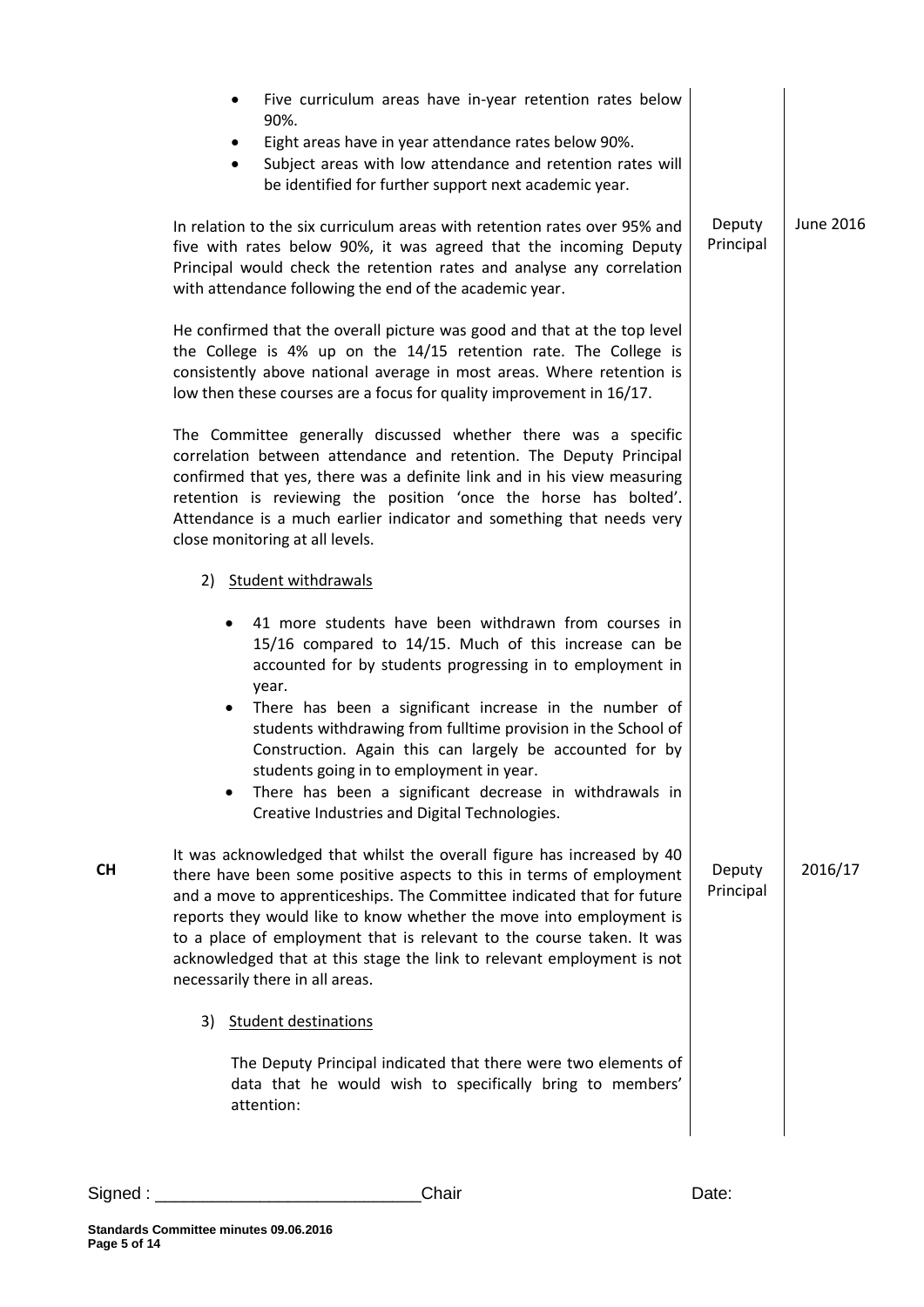| | | | |
|---|---|---|---|
| | • Five curriculum areas have in-year retention rates below 90%.<br>• Eight areas have in year attendance rates below 90%.<br>• Subject areas with low attendance and retention rates will be identified for further support next academic year. | | |
| | In relation to the six curriculum areas with retention rates over 95% and five with rates below 90%, it was agreed that the incoming Deputy Principal would check the retention rates and analyse any correlation with attendance following the end of the academic year. | Deputy Principal | June 2016 |
| | He confirmed that the overall picture was good and that at the top level the College is 4% up on the 14/15 retention rate. The College is consistently above national average in most areas. Where retention is low then these courses are a focus for quality improvement in 16/17. | | |
| | The Committee generally discussed whether there was a specific correlation between attendance and retention. The Deputy Principal confirmed that yes, there was a definite link and in his view measuring retention is reviewing the position 'once the horse has bolted'. Attendance is a much earlier indicator and something that needs very close monitoring at all levels. | | |
| | 2) Student withdrawals | | |
| | • 41 more students have been withdrawn from courses in 15/16 compared to 14/15. Much of this increase can be accounted for by students progressing in to employment in year.<br>• There has been a significant increase in the number of students withdrawing from fulltime provision in the School of Construction. Again this can largely be accounted for by students going in to employment in year.<br>• There has been a significant decrease in withdrawals in Creative Industries and Digital Technologies. | | |
| **CH** | It was acknowledged that whilst the overall figure has increased by 40 there have been some positive aspects to this in terms of employment and a move to apprenticeships. The Committee indicated that for future reports they would like to know whether the move into employment is to a place of employment that is relevant to the course taken. It was acknowledged that at this stage the link to relevant employment is not necessarily there in all areas. | Deputy Principal | 2016/17 |
| | 3) Student destinations | | |
| | The Deputy Principal indicated that there were two elements of data that he would wish to specifically bring to members' attention: | | |

Signed : ___________________________Chair Date: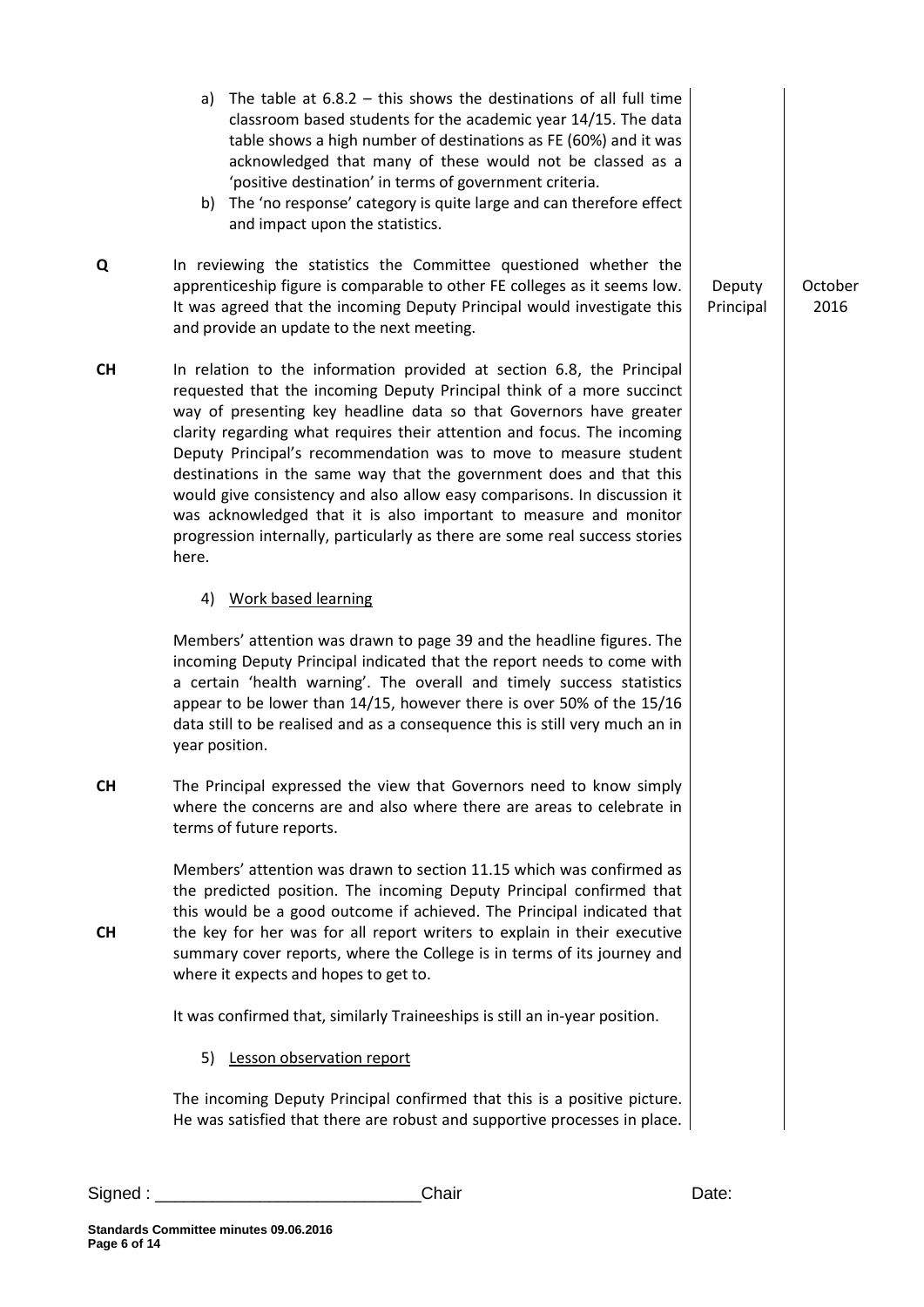a) The table at 6.8.2 – this shows the destinations of all full time classroom based students for the academic year 14/15. The data table shows a high number of destinations as FE (60%) and it was acknowledged that many of these would not be classed as a 'positive destination' in terms of government criteria.

b) The 'no response' category is quite large and can therefore effect and impact upon the statistics.

| | | | |
|---|---|---|---|
| **Q** | In reviewing the statistics the Committee questioned whether the apprenticeship figure is comparable to other FE colleges as it seems low. It was agreed that the incoming Deputy Principal would investigate this and provide an update to the next meeting. | Deputy Principal | October 2016 |
| **CH** | In relation to the information provided at section 6.8, the Principal requested that the incoming Deputy Principal think of a more succinct way of presenting key headline data so that Governors have greater clarity regarding what requires their attention and focus. The incoming Deputy Principal's recommendation was to move to measure student destinations in the same way that the government does and that this would give consistency and also allow easy comparisons. In discussion it was acknowledged that it is also important to measure and monitor progression internally, particularly as there are some real success stories here. | | |

4) <u>Work based learning</u>

Members' attention was drawn to page 39 and the headline figures. The incoming Deputy Principal indicated that the report needs to come with a certain 'health warning'. The overall and timely success statistics appear to be lower than 14/15, however there is over 50% of the 15/16 data still to be realised and as a consequence this is still very much an in year position.

**CH** The Principal expressed the view that Governors need to know simply where the concerns are and also where there are areas to celebrate in terms of future reports.

**CH** Members' attention was drawn to section 11.15 which was confirmed as the predicted position. The incoming Deputy Principal confirmed that this would be a good outcome if achieved. The Principal indicated that the key for her was for all report writers to explain in their executive summary cover reports, where the College is in terms of its journey and where it expects and hopes to get to.

It was confirmed that, similarly Traineeships is still an in-year position.

5) <u>Lesson observation report</u>

The incoming Deputy Principal confirmed that this is a positive picture. He was satisfied that there are robust and supportive processes in place.

Signed : \_\_\_\_\_\_\_\_\_\_\_\_\_\_\_\_\_\_\_\_\_\_\_\_\_\_\_\_Chair Date:

**Standards Committee minutes 09.06.2016**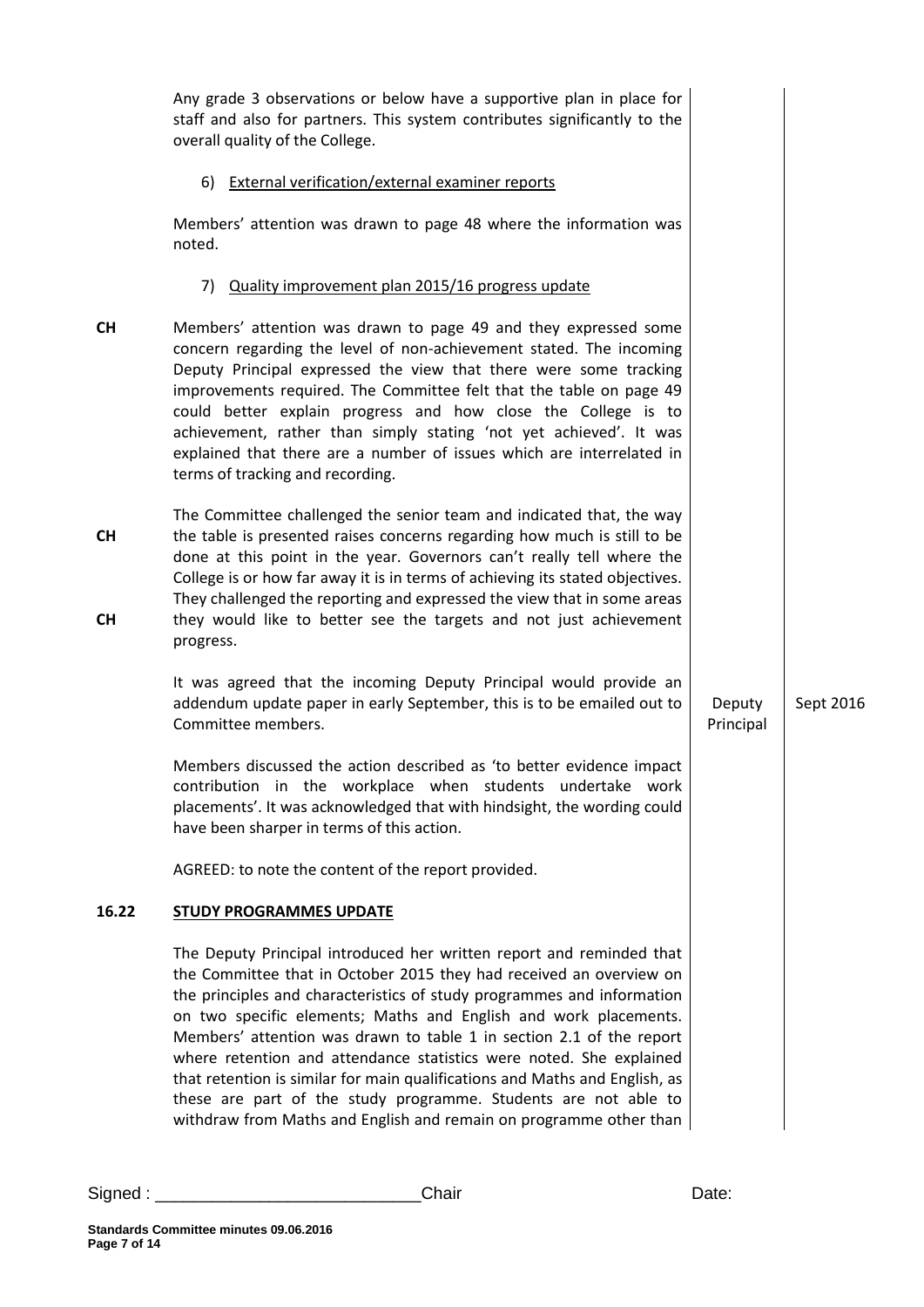Any grade 3 observations or below have a supportive plan in place for staff and also for partners. This system contributes significantly to the overall quality of the College.

6) External verification/external examiner reports

Members' attention was drawn to page 48 where the information was noted.

7) Quality improvement plan 2015/16 progress update

**CH** Members' attention was drawn to page 49 and they expressed some concern regarding the level of non-achievement stated. The incoming Deputy Principal expressed the view that there were some tracking improvements required. The Committee felt that the table on page 49 could better explain progress and how close the College is to achievement, rather than simply stating 'not yet achieved'. It was explained that there are a number of issues which are interrelated in terms of tracking and recording.

**CH** The Committee challenged the senior team and indicated that, the way the table is presented raises concerns regarding how much is still to be done at this point in the year. Governors can't really tell where the College is or how far away it is in terms of achieving its stated objectives. They challenged the reporting and expressed the view that in some areas **CH** they would like to better see the targets and not just achievement progress.

It was agreed that the incoming Deputy Principal would provide an addendum update paper in early September, this is to be emailed out to Committee members. — **Deputy Principal** — **Sept 2016**

Members discussed the action described as 'to better evidence impact contribution in the workplace when students undertake work placements'. It was acknowledged that with hindsight, the wording could have been sharper in terms of this action.

AGREED: to note the content of the report provided.

## 16.22 STUDY PROGRAMMES UPDATE

The Deputy Principal introduced her written report and reminded that the Committee that in October 2015 they had received an overview on the principles and characteristics of study programmes and information on two specific elements; Maths and English and work placements. Members' attention was drawn to table 1 in section 2.1 of the report where retention and attendance statistics were noted. She explained that retention is similar for main qualifications and Maths and English, as these are part of the study programme. Students are not able to withdraw from Maths and English and remain on programme other than

Signed : ____________________________Chair Date:

**Standards Committee minutes 09.06.2016**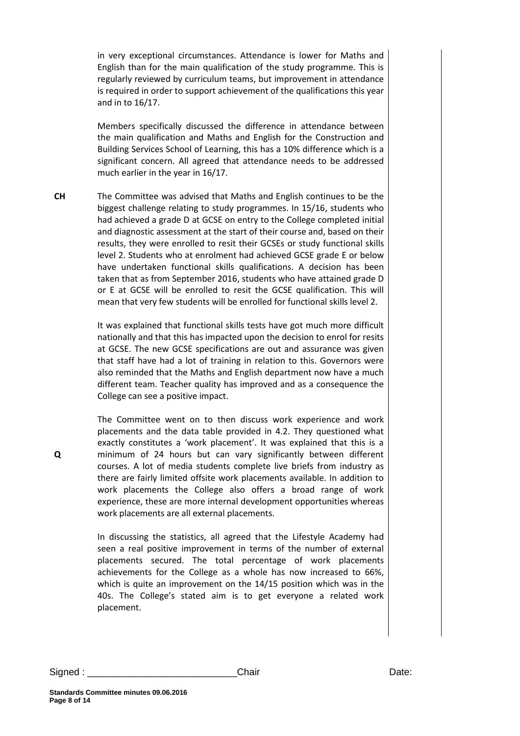in very exceptional circumstances. Attendance is lower for Maths and English than for the main qualification of the study programme. This is regularly reviewed by curriculum teams, but improvement in attendance is required in order to support achievement of the qualifications this year and in to 16/17.

Members specifically discussed the difference in attendance between the main qualification and Maths and English for the Construction and Building Services School of Learning, this has a 10% difference which is a significant concern. All agreed that attendance needs to be addressed much earlier in the year in 16/17.

**CH** The Committee was advised that Maths and English continues to be the biggest challenge relating to study programmes. In 15/16, students who had achieved a grade D at GCSE on entry to the College completed initial and diagnostic assessment at the start of their course and, based on their results, they were enrolled to resit their GCSEs or study functional skills level 2. Students who at enrolment had achieved GCSE grade E or below have undertaken functional skills qualifications. A decision has been taken that as from September 2016, students who have attained grade D or E at GCSE will be enrolled to resit the GCSE qualification. This will mean that very few students will be enrolled for functional skills level 2.

It was explained that functional skills tests have got much more difficult nationally and that this has impacted upon the decision to enrol for resits at GCSE. The new GCSE specifications are out and assurance was given that staff have had a lot of training in relation to this. Governors were also reminded that the Maths and English department now have a much different team. Teacher quality has improved and as a consequence the College can see a positive impact.

**Q** The Committee went on to then discuss work experience and work placements and the data table provided in 4.2. They questioned what exactly constitutes a 'work placement'. It was explained that this is a minimum of 24 hours but can vary significantly between different courses. A lot of media students complete live briefs from industry as there are fairly limited offsite work placements available. In addition to work placements the College also offers a broad range of work experience, these are more internal development opportunities whereas work placements are all external placements.

In discussing the statistics, all agreed that the Lifestyle Academy had seen a real positive improvement in terms of the number of external placements secured. The total percentage of work placements achievements for the College as a whole has now increased to 66%, which is quite an improvement on the 14/15 position which was in the 40s. The College's stated aim is to get everyone a related work placement.

Signed : ___________________________ Chair Date: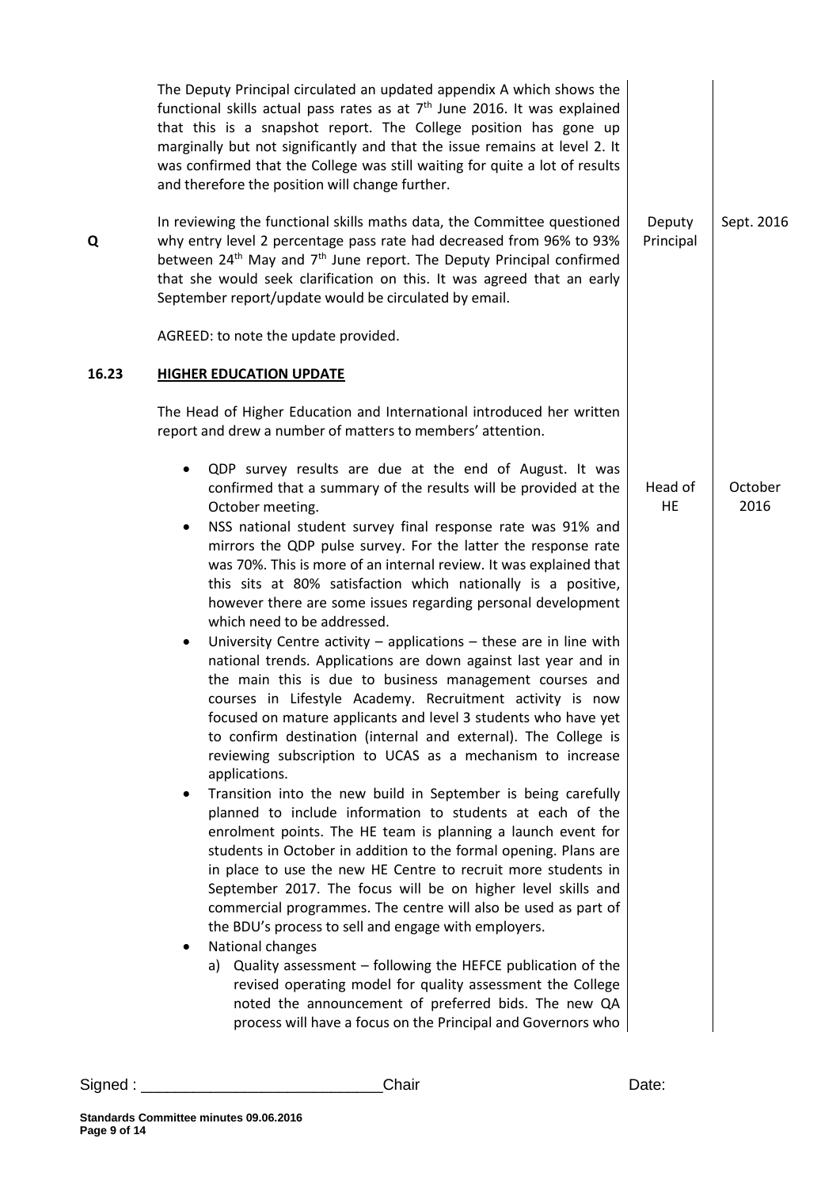| | | | |
|---|---|---|---|
| | The Deputy Principal circulated an updated appendix A which shows the functional skills actual pass rates as at 7th June 2016. It was explained that this is a snapshot report. The College position has gone up marginally but not significantly and that the issue remains at level 2. It was confirmed that the College was still waiting for quite a lot of results and therefore the position will change further. | | |
| **Q** | In reviewing the functional skills maths data, the Committee questioned why entry level 2 percentage pass rate had decreased from 96% to 93% between 24th May and 7th June report. The Deputy Principal confirmed that she would seek clarification on this. It was agreed that an early September report/update would be circulated by email. | Deputy Principal | Sept. 2016 |
| | AGREED: to note the update provided. | | |
| **16.23** | **HIGHER EDUCATION UPDATE** | | |
| | The Head of Higher Education and International introduced her written report and drew a number of matters to members' attention. | | |
| | • QDP survey results are due at the end of August. It was confirmed that a summary of the results will be provided at the October meeting.<br>• NSS national student survey final response rate was 91% and mirrors the QDP pulse survey. For the latter the response rate was 70%. This is more of an internal review. It was explained that this sits at 80% satisfaction which nationally is a positive, however there are some issues regarding personal development which need to be addressed.<br>• University Centre activity – applications – these are in line with national trends. Applications are down against last year and in the main this is due to business management courses and courses in Lifestyle Academy. Recruitment activity is now focused on mature applicants and level 3 students who have yet to confirm destination (internal and external). The College is reviewing subscription to UCAS as a mechanism to increase applications.<br>• Transition into the new build in September is being carefully planned to include information to students at each of the enrolment points. The HE team is planning a launch event for students in October in addition to the formal opening. Plans are in place to use the new HE Centre to recruit more students in September 2017. The focus will be on higher level skills and commercial programmes. The centre will also be used as part of the BDU's process to sell and engage with employers.<br>• National changes<br>a) Quality assessment – following the HEFCE publication of the revised operating model for quality assessment the College noted the announcement of preferred bids. The new QA process will have a focus on the Principal and Governors who | Head of HE | October 2016 |

Signed : ____________________________Chair Date: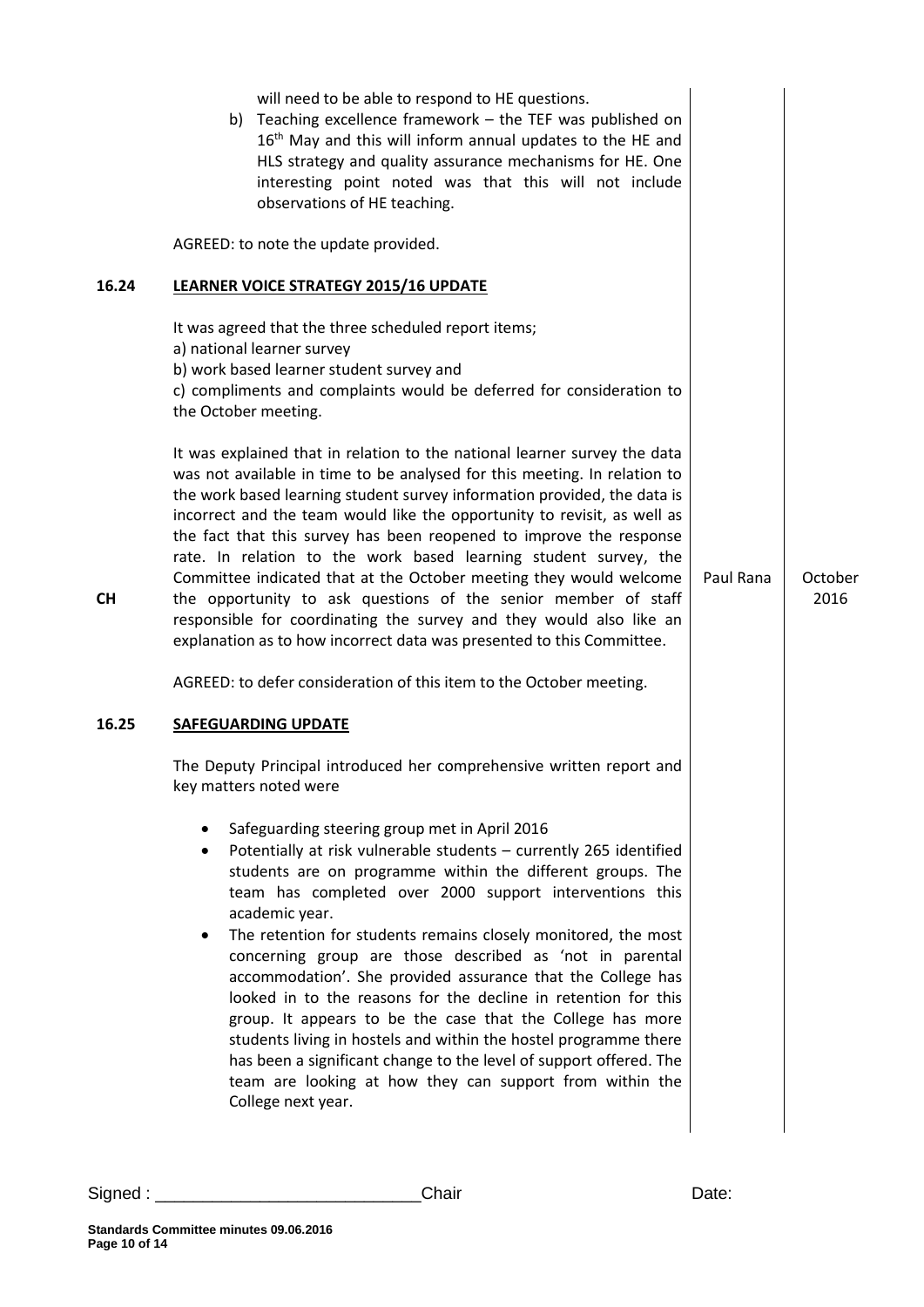will need to be able to respond to HE questions.

b) Teaching excellence framework – the TEF was published on 16th May and this will inform annual updates to the HE and HLS strategy and quality assurance mechanisms for HE. One interesting point noted was that this will not include observations of HE teaching.

AGREED: to note the update provided.

**16.24 LEARNER VOICE STRATEGY 2015/16 UPDATE**

It was agreed that the three scheduled report items;
a) national learner survey
b) work based learner student survey and
c) compliments and complaints would be deferred for consideration to the October meeting.

It was explained that in relation to the national learner survey the data was not available in time to be analysed for this meeting. In relation to the work based learning student survey information provided, the data is incorrect and the team would like the opportunity to revisit, as well as the fact that this survey has been reopened to improve the response rate. In relation to the work based learning student survey, the Committee indicated that at the October meeting they would welcome the opportunity to ask questions of the senior member of staff responsible for coordinating the survey and they would also like an explanation as to how incorrect data was presented to this Committee.

**CH** — Action: Paul Rana — October 2016

AGREED: to defer consideration of this item to the October meeting.

**16.25 SAFEGUARDING UPDATE**

The Deputy Principal introduced her comprehensive written report and key matters noted were

- Safeguarding steering group met in April 2016
- Potentially at risk vulnerable students – currently 265 identified students are on programme within the different groups. The team has completed over 2000 support interventions this academic year.
- The retention for students remains closely monitored, the most concerning group are those described as 'not in parental accommodation'. She provided assurance that the College has looked in to the reasons for the decline in retention for this group. It appears to be the case that the College has more students living in hostels and within the hostel programme there has been a significant change to the level of support offered. The team are looking at how they can support from within the College next year.

Signed : ___________________________Chair Date:

Standards Committee minutes 09.06.2016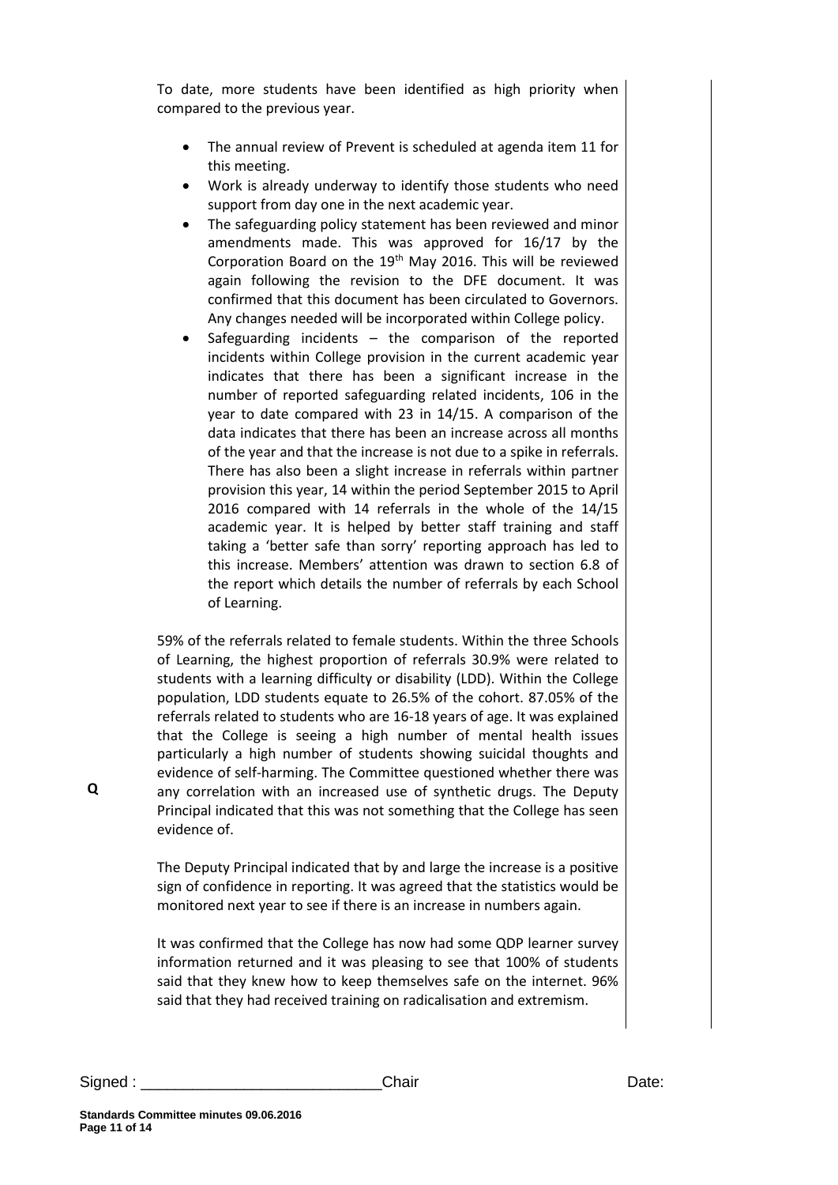To date, more students have been identified as high priority when compared to the previous year.

- The annual review of Prevent is scheduled at agenda item 11 for this meeting.
- Work is already underway to identify those students who need support from day one in the next academic year.
- The safeguarding policy statement has been reviewed and minor amendments made. This was approved for 16/17 by the Corporation Board on the 19th May 2016. This will be reviewed again following the revision to the DFE document. It was confirmed that this document has been circulated to Governors. Any changes needed will be incorporated within College policy.
- Safeguarding incidents – the comparison of the reported incidents within College provision in the current academic year indicates that there has been a significant increase in the number of reported safeguarding related incidents, 106 in the year to date compared with 23 in 14/15. A comparison of the data indicates that there has been an increase across all months of the year and that the increase is not due to a spike in referrals. There has also been a slight increase in referrals within partner provision this year, 14 within the period September 2015 to April 2016 compared with 14 referrals in the whole of the 14/15 academic year. It is helped by better staff training and staff taking a 'better safe than sorry' reporting approach has led to this increase. Members' attention was drawn to section 6.8 of the report which details the number of referrals by each School of Learning.

59% of the referrals related to female students. Within the three Schools of Learning, the highest proportion of referrals 30.9% were related to students with a learning difficulty or disability (LDD). Within the College population, LDD students equate to 26.5% of the cohort. 87.05% of the referrals related to students who are 16-18 years of age. It was explained that the College is seeing a high number of mental health issues particularly a high number of students showing suicidal thoughts and evidence of self-harming. The Committee questioned whether there was any correlation with an increased use of synthetic drugs. The Deputy Principal indicated that this was not something that the College has seen evidence of.

**Q**

The Deputy Principal indicated that by and large the increase is a positive sign of confidence in reporting. It was agreed that the statistics would be monitored next year to see if there is an increase in numbers again.

It was confirmed that the College has now had some QDP learner survey information returned and it was pleasing to see that 100% of students said that they knew how to keep themselves safe on the internet. 96% said that they had received training on radicalisation and extremism.

Signed : ___________________________Chair Date: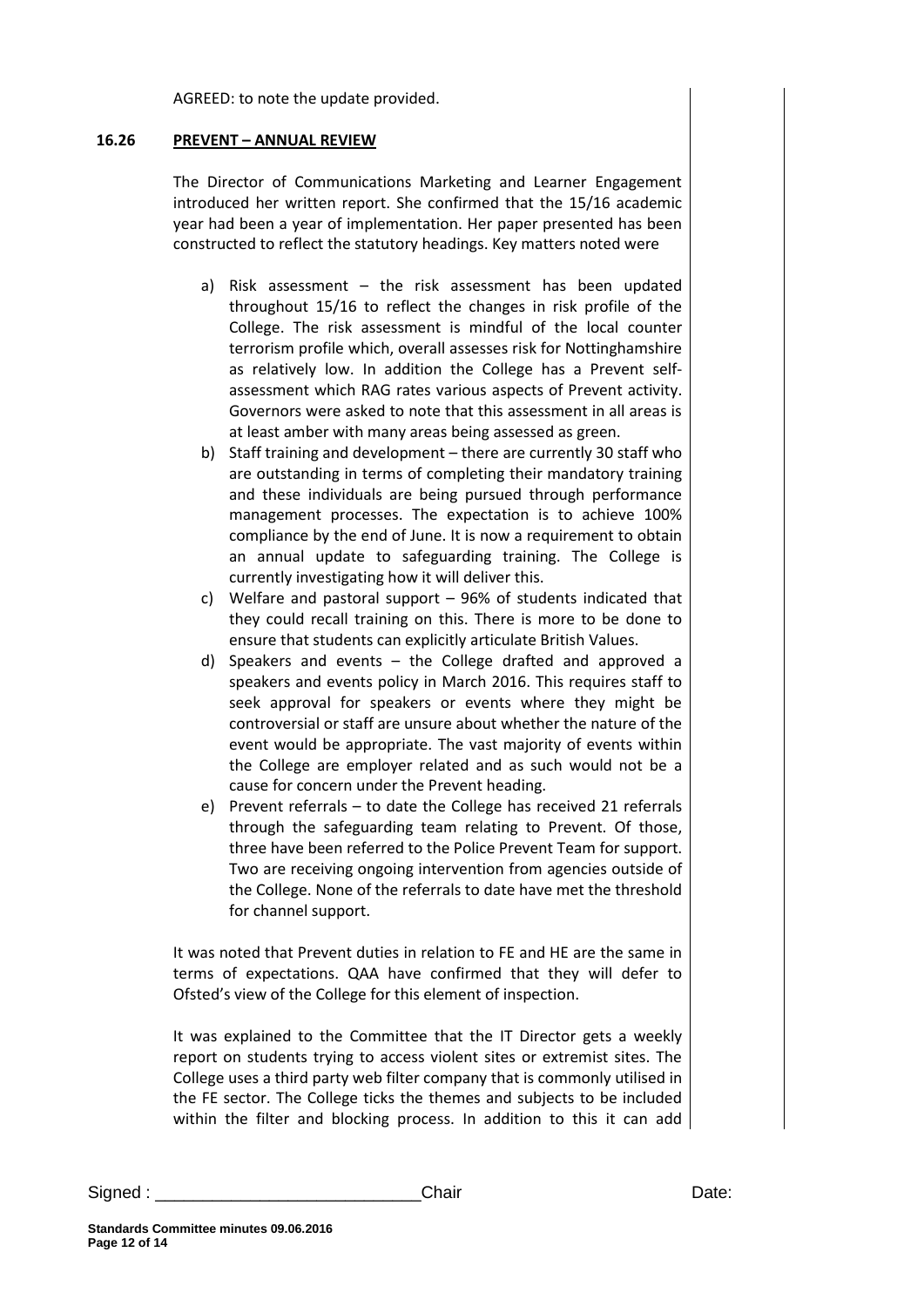AGREED: to note the update provided.

## 16.26 PREVENT – ANNUAL REVIEW

The Director of Communications Marketing and Learner Engagement introduced her written report. She confirmed that the 15/16 academic year had been a year of implementation. Her paper presented has been constructed to reflect the statutory headings. Key matters noted were

a) Risk assessment – the risk assessment has been updated throughout 15/16 to reflect the changes in risk profile of the College. The risk assessment is mindful of the local counter terrorism profile which, overall assesses risk for Nottinghamshire as relatively low. In addition the College has a Prevent self-assessment which RAG rates various aspects of Prevent activity. Governors were asked to note that this assessment in all areas is at least amber with many areas being assessed as green.

b) Staff training and development – there are currently 30 staff who are outstanding in terms of completing their mandatory training and these individuals are being pursued through performance management processes. The expectation is to achieve 100% compliance by the end of June. It is now a requirement to obtain an annual update to safeguarding training. The College is currently investigating how it will deliver this.

c) Welfare and pastoral support – 96% of students indicated that they could recall training on this. There is more to be done to ensure that students can explicitly articulate British Values.

d) Speakers and events – the College drafted and approved a speakers and events policy in March 2016. This requires staff to seek approval for speakers or events where they might be controversial or staff are unsure about whether the nature of the event would be appropriate. The vast majority of events within the College are employer related and as such would not be a cause for concern under the Prevent heading.

e) Prevent referrals – to date the College has received 21 referrals through the safeguarding team relating to Prevent. Of those, three have been referred to the Police Prevent Team for support. Two are receiving ongoing intervention from agencies outside of the College. None of the referrals to date have met the threshold for channel support.

It was noted that Prevent duties in relation to FE and HE are the same in terms of expectations. QAA have confirmed that they will defer to Ofsted's view of the College for this element of inspection.

It was explained to the Committee that the IT Director gets a weekly report on students trying to access violent sites or extremist sites. The College uses a third party web filter company that is commonly utilised in the FE sector. The College ticks the themes and subjects to be included within the filter and blocking process. In addition to this it can add

Signed : ___________________________Chair Date: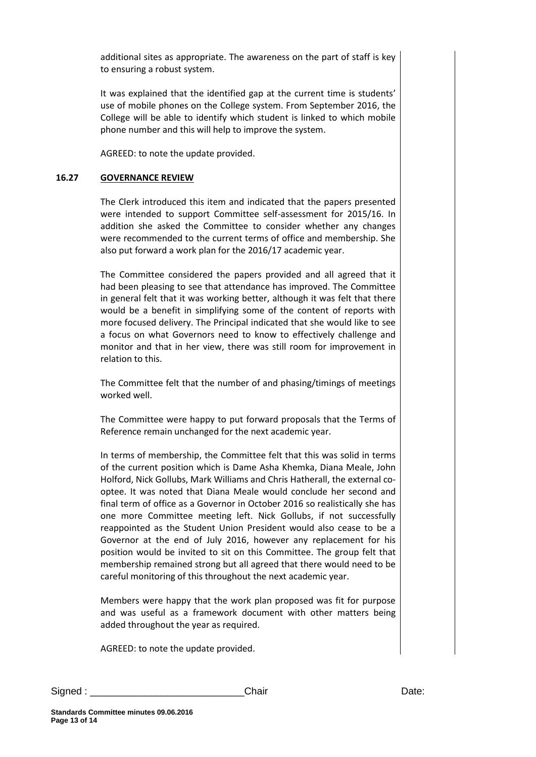additional sites as appropriate. The awareness on the part of staff is key to ensuring a robust system.

It was explained that the identified gap at the current time is students' use of mobile phones on the College system. From September 2016, the College will be able to identify which student is linked to which mobile phone number and this will help to improve the system.

AGREED: to note the update provided.

## 16.27 GOVERNANCE REVIEW

The Clerk introduced this item and indicated that the papers presented were intended to support Committee self-assessment for 2015/16. In addition she asked the Committee to consider whether any changes were recommended to the current terms of office and membership. She also put forward a work plan for the 2016/17 academic year.

The Committee considered the papers provided and all agreed that it had been pleasing to see that attendance has improved. The Committee in general felt that it was working better, although it was felt that there would be a benefit in simplifying some of the content of reports with more focused delivery. The Principal indicated that she would like to see a focus on what Governors need to know to effectively challenge and monitor and that in her view, there was still room for improvement in relation to this.

The Committee felt that the number of and phasing/timings of meetings worked well.

The Committee were happy to put forward proposals that the Terms of Reference remain unchanged for the next academic year.

In terms of membership, the Committee felt that this was solid in terms of the current position which is Dame Asha Khemka, Diana Meale, John Holford, Nick Gollubs, Mark Williams and Chris Hatherall, the external co-optee. It was noted that Diana Meale would conclude her second and final term of office as a Governor in October 2016 so realistically she has one more Committee meeting left. Nick Gollubs, if not successfully reappointed as the Student Union President would also cease to be a Governor at the end of July 2016, however any replacement for his position would be invited to sit on this Committee. The group felt that membership remained strong but all agreed that there would need to be careful monitoring of this throughout the next academic year.

Members were happy that the work plan proposed was fit for purpose and was useful as a framework document with other matters being added throughout the year as required.

AGREED: to note the update provided.

Signed : ____________________________Chair Date: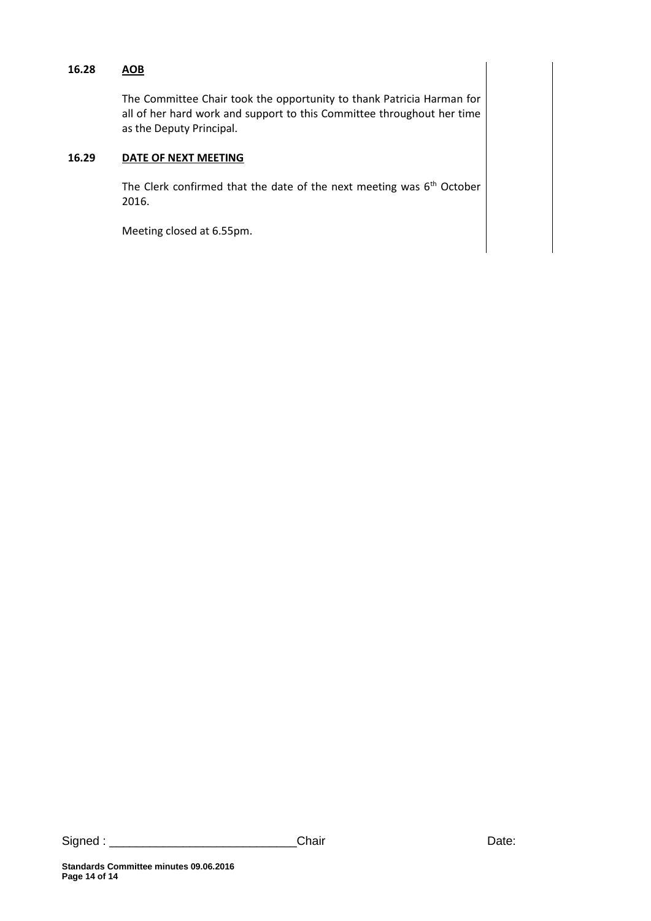**16.28 AOB**

The Committee Chair took the opportunity to thank Patricia Harman for all of her hard work and support to this Committee throughout her time as the Deputy Principal.

**16.29 DATE OF NEXT MEETING**

The Clerk confirmed that the date of the next meeting was 6th October 2016.

Meeting closed at 6.55pm.

Signed : ____________________________Chair Date: